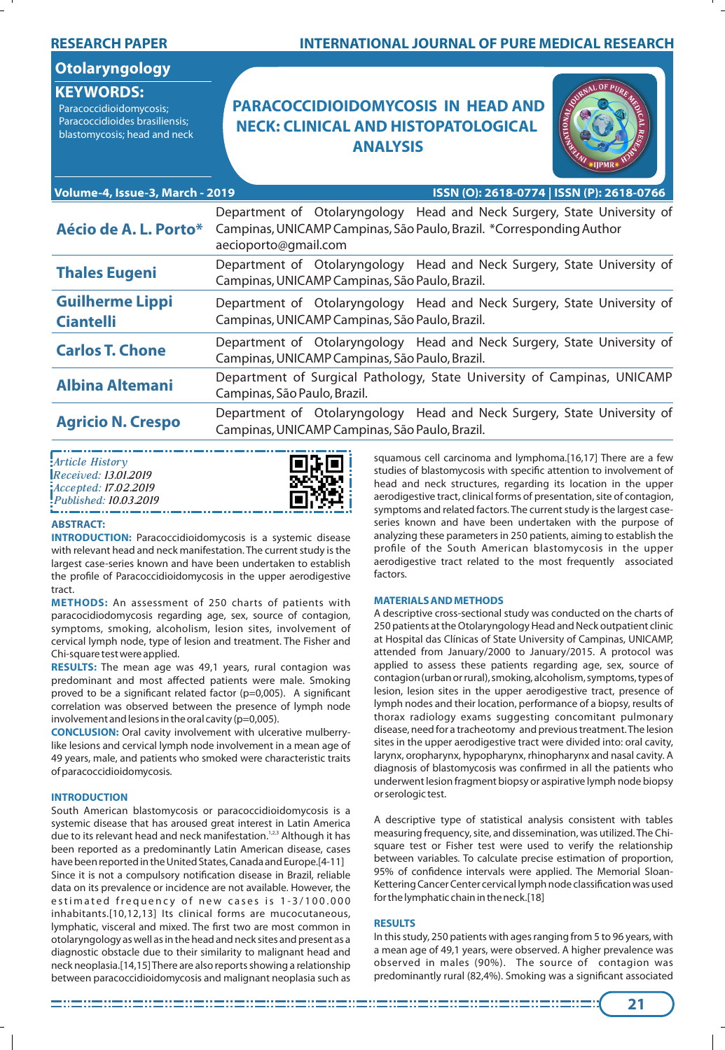RESEARCH PAPER

Otolaryngology

**KEYWORDS:** Paracoccidioidomycosis; Paracoccidioides brasiliensis; blastomycosis; head and neck

# PARACOCCIDIOIDOMYCOSIS IN HEAD AND NECK: CLINICAL AND HISTOPATOLOGICAL ANALYSIS

| | |
|---|---|
| **Aécio de A. L. Porto*** | Department of Otolaryngology Head and Neck Surgery, State University of Campinas, UNICAMP Campinas, São Paulo, Brazil. *Corresponding Author aecioporto@gmail.com |
| **Thales Eugeni** | Department of Otolaryngology Head and Neck Surgery, State University of Campinas, UNICAMP Campinas, São Paulo, Brazil. |
| **Guilherme Lippi Ciantelli** | Department of Otolaryngology Head and Neck Surgery, State University of Campinas, UNICAMP Campinas, São Paulo, Brazil. |
| **Carlos T. Chone** | Department of Otolaryngology Head and Neck Surgery, State University of Campinas, UNICAMP Campinas, São Paulo, Brazil. |
| **Albina Altemani** | Department of Surgical Pathology, State University of Campinas, UNICAMP Campinas, São Paulo, Brazil. |
| **Agricio N. Crespo** | Department of Otolaryngology Head and Neck Surgery, State University of Campinas, UNICAMP Campinas, São Paulo, Brazil. |

*Article History*
*Received: 13.01.2019*
*Accepted: 17.02.2019*
*Published: 10.03.2019*

## ABSTRACT:

**INTRODUCTION:** Paracoccidioidomycosis is a systemic disease with relevant head and neck manifestation. The current study is the largest case-series known and have been undertaken to establish the profile of Paracoccidioidomycosis in the upper aerodigestive tract.

**METHODS:** An assessment of 250 charts of patients with paracocidiodomycosis regarding age, sex, source of contagion, symptoms, smoking, alcoholism, lesion sites, involvement of cervical lymph node, type of lesion and treatment. The Fisher and Chi-square test were applied.

**RESULTS:** The mean age was 49,1 years, rural contagion was predominant and most affected patients were male. Smoking proved to be a significant related factor (p=0,005). A significant correlation was observed between the presence of lymph node involvement and lesions in the oral cavity (p=0,005).

**CONCLUSION:** Oral cavity involvement with ulcerative mulberry-like lesions and cervical lymph node involvement in a mean age of 49 years, male, and patients who smoked were characteristic traits of paracoccidioidomycosis.

## INTRODUCTION

South American blastomycosis or paracoccidioidomycosis is a systemic disease that has aroused great interest in Latin America due to its relevant head and neck manifestation.[1,2,3] Although it has been reported as a predominantly Latin American disease, cases have been reported in the United States, Canada and Europe.[4-11]

Since it is not a compulsory notification disease in Brazil, reliable data on its prevalence or incidence are not available. However, the estimated frequency of new cases is 1-3/100.000 inhabitants.[10,12,13] Its clinical forms are mucocutaneous, lymphatic, visceral and mixed. The first two are most common in otolaryngology as well as in the head and neck sites and present as a diagnostic obstacle due to their similarity to malignant head and neck neoplasia.[14,15] There are also reports showing a relationship between paracoccidioidomycosis and malignant neoplasia such as squamous cell carcinoma and lymphoma.[16,17] There are a few studies of blastomycosis with specific attention to involvement of head and neck structures, regarding its location in the upper aerodigestive tract, clinical forms of presentation, site of contagion, symptoms and related factors. The current study is the largest case-series known and have been undertaken with the purpose of analyzing these parameters in 250 patients, aiming to establish the profile of the South American blastomycosis in the upper aerodigestive tract related to the most frequently associated factors.

## MATERIALS AND METHODS

A descriptive cross-sectional study was conducted on the charts of 250 patients at the Otolaryngology Head and Neck outpatient clinic at Hospital das Clínicas of State University of Campinas, UNICAMP, attended from January/2000 to January/2015. A protocol was applied to assess these patients regarding age, sex, source of contagion (urban or rural), smoking, alcoholism, symptoms, types of lesion, lesion sites in the upper aerodigestive tract, presence of lymph nodes and their location, performance of a biopsy, results of thorax radiology exams suggesting concomitant pulmonary disease, need for a tracheotomy and previous treatment. The lesion sites in the upper aerodigestive tract were divided into: oral cavity, larynx, oropharynx, hypopharynx, rhinopharynx and nasal cavity. A diagnosis of blastomycosis was confirmed in all the patients who underwent lesion fragment biopsy or aspirative lymph node biopsy or serologic test.

A descriptive type of statistical analysis consistent with tables measuring frequency, site, and dissemination, was utilized. The Chi-square test or Fisher test were used to verify the relationship between variables. To calculate precise estimation of proportion, 95% of confidence intervals were applied. The Memorial Sloan-Kettering Cancer Center cervical lymph node classification was used for the lymphatic chain in the neck.[18]

## RESULTS

In this study, 250 patients with ages ranging from 5 to 96 years, with a mean age of 49,1 years, were observed. A higher prevalence was observed in males (90%). The source of contagion was predominantly rural (82,4%). Smoking was a significant associated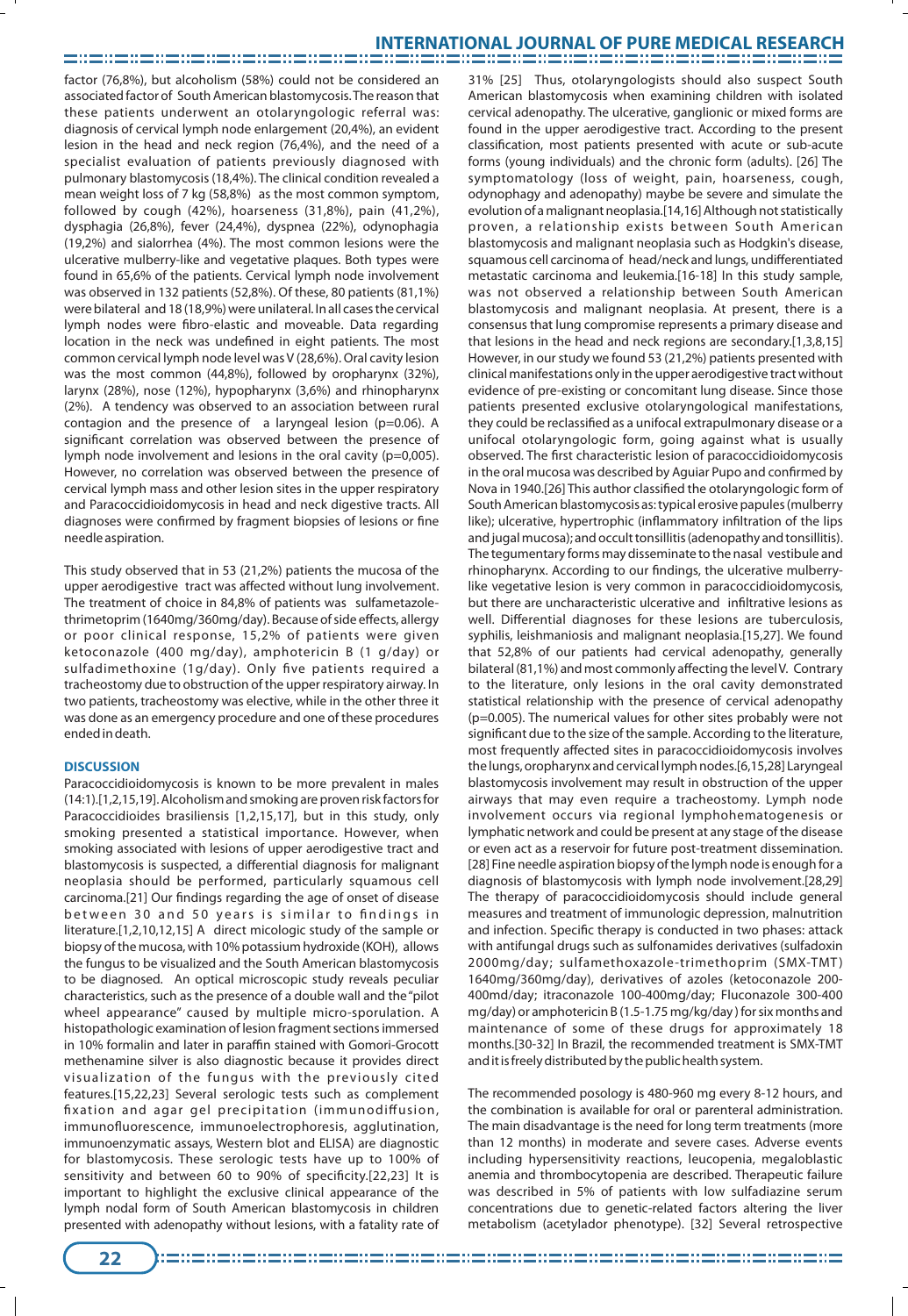factor (76,8%), but alcoholism (58%) could not be considered an associated factor of South American blastomycosis. The reason that these patients underwent an otolaryngologic referral was: diagnosis of cervical lymph node enlargement (20,4%), an evident lesion in the head and neck region (76,4%), and the need of a specialist evaluation of patients previously diagnosed with pulmonary blastomycosis (18,4%). The clinical condition revealed a mean weight loss of 7 kg (58,8%) as the most common symptom, followed by cough (42%), hoarseness (31,8%), pain (41,2%), dysphagia (26,8%), fever (24,4%), dyspnea (22%), odynophagia (19,2%) and sialorrhea (4%). The most common lesions were the ulcerative mulberry-like and vegetative plaques. Both types were found in 65,6% of the patients. Cervical lymph node involvement was observed in 132 patients (52,8%). Of these, 80 patients (81,1%) were bilateral and 18 (18,9%) were unilateral. In all cases the cervical lymph nodes were fibro-elastic and moveable. Data regarding location in the neck was undefined in eight patients. The most common cervical lymph node level was V (28,6%). Oral cavity lesion was the most common (44,8%), followed by oropharynx (32%), larynx (28%), nose (12%), hypopharynx (3,6%) and rhinopharynx (2%). A tendency was observed to an association between rural contagion and the presence of a laryngeal lesion (p=0.06). A significant correlation was observed between the presence of lymph node involvement and lesions in the oral cavity (p=0,005). However, no correlation was observed between the presence of cervical lymph mass and other lesion sites in the upper respiratory and Paracoccidioidomycosis in head and neck digestive tracts. All diagnoses were confirmed by fragment biopsies of lesions or fine needle aspiration.

This study observed that in 53 (21,2%) patients the mucosa of the upper aerodigestive tract was affected without lung involvement. The treatment of choice in 84,8% of patients was sulfametazole-thrimetoprim (1640mg/360mg/day). Because of side effects, allergy or poor clinical response, 15,2% of patients were given ketoconazole (400 mg/day), amphotericin B (1 g/day) or sulfadimethoxine (1g/day). Only five patients required a tracheostomy due to obstruction of the upper respiratory airway. In two patients, tracheostomy was elective, while in the other three it was done as an emergency procedure and one of these procedures ended in death.

## DISCUSSION

Paracoccidioidomycosis is known to be more prevalent in males (14:1).[1,2,15,19]. Alcoholism and smoking are proven risk factors for Paracoccidioides brasiliensis [1,2,15,17], but in this study, only smoking presented a statistical importance. However, when smoking associated with lesions of upper aerodigestive tract and blastomycosis is suspected, a differential diagnosis for malignant neoplasia should be performed, particularly squamous cell carcinoma.[21] Our findings regarding the age of onset of disease between 30 and 50 years is similar to findings in literature.[1,2,10,12,15] A direct micologic study of the sample or biopsy of the mucosa, with 10% potassium hydroxide (KOH), allows the fungus to be visualized and the South American blastomycosis to be diagnosed. An optical microscopic study reveals peculiar characteristics, such as the presence of a double wall and the "pilot wheel appearance" caused by multiple micro-sporulation. A histopathologic examination of lesion fragment sections immersed in 10% formalin and later in paraffin stained with Gomori-Grocott methenamine silver is also diagnostic because it provides direct visualization of the fungus with the previously cited features.[15,22,23] Several serologic tests such as complement fixation and agar gel precipitation (immunodiffusion, immunofluorescence, immunoelectrophoresis, agglutination, immunoenzymatic assays, Western blot and ELISA) are diagnostic for blastomycosis. These serologic tests have up to 100% of sensitivity and between 60 to 90% of specificity.[22,23] It is important to highlight the exclusive clinical appearance of the lymph nodal form of South American blastomycosis in children presented with adenopathy without lesions, with a fatality rate of 31% [25] Thus, otolaryngologists should also suspect South American blastomycosis when examining children with isolated cervical adenopathy. The ulcerative, ganglionic or mixed forms are found in the upper aerodigestive tract. According to the present classification, most patients presented with acute or sub-acute forms (young individuals) and the chronic form (adults). [26] The symptomatology (loss of weight, pain, hoarseness, cough, odynophagy and adenopathy) maybe be severe and simulate the evolution of a malignant neoplasia.[14,16] Although not statistically proven, a relationship exists between South American blastomycosis and malignant neoplasia such as Hodgkin's disease, squamous cell carcinoma of head/neck and lungs, undifferentiated metastatic carcinoma and leukemia.[16-18] In this study sample, was not observed a relationship between South American blastomycosis and malignant neoplasia. At present, there is a consensus that lung compromise represents a primary disease and that lesions in the head and neck regions are secondary.[1,3,8,15] However, in our study we found 53 (21,2%) patients presented with clinical manifestations only in the upper aerodigestive tract without evidence of pre-existing or concomitant lung disease. Since those patients presented exclusive otolaryngological manifestations, they could be reclassified as a unifocal extrapulmonary disease or a unifocal otolaryngologic form, going against what is usually observed. The first characteristic lesion of paracoccidioidomycosis in the oral mucosa was described by Aguiar Pupo and confirmed by Nova in 1940.[26] This author classified the otolaryngologic form of South American blastomycosis as: typical erosive papules (mulberry like); ulcerative, hypertrophic (inflammatory infiltration of the lips and jugal mucosa); and occult tonsillitis (adenopathy and tonsillitis). The tegumentary forms may disseminate to the nasal vestibule and rhinopharynx. According to our findings, the ulcerative mulberry-like vegetative lesion is very common in paracoccidioidomycosis, but there are uncharacteristic ulcerative and infiltrative lesions as well. Differential diagnoses for these lesions are tuberculosis, syphilis, leishmaniosis and malignant neoplasia.[15,27]. We found that 52,8% of our patients had cervical adenopathy, generally bilateral (81,1%) and most commonly affecting the level V. Contrary to the literature, only lesions in the oral cavity demonstrated statistical relationship with the presence of cervical adenopathy (p=0.005). The numerical values for other sites probably were not significant due to the size of the sample. According to the literature, most frequently affected sites in paracoccidioidomycosis involves the lungs, oropharynx and cervical lymph nodes.[6,15,28] Laryngeal blastomycosis involvement may result in obstruction of the upper airways that may even require a tracheostomy. Lymph node involvement occurs via regional lymphohematogenesis or lymphatic network and could be present at any stage of the disease or even act as a reservoir for future post-treatment dissemination. [28] Fine needle aspiration biopsy of the lymph node is enough for a diagnosis of blastomycosis with lymph node involvement.[28,29] The therapy of paracoccidioidomycosis should include general measures and treatment of immunologic depression, malnutrition and infection. Specific therapy is conducted in two phases: attack with antifungal drugs such as sulfonamides derivatives (sulfadoxin 2000mg/day; sulfamethoxazole-trimethoprim (SMX-TMT) 1640mg/360mg/day), derivatives of azoles (ketoconazole 200-400md/day; itraconazole 100-400mg/day; Fluconazole 300-400 mg/day) or amphotericin B (1.5-1.75 mg/kg/day) for six months and maintenance of some of these drugs for approximately 18 months.[30-32] In Brazil, the recommended treatment is SMX-TMT and it is freely distributed by the public health system.

The recommended posology is 480-960 mg every 8-12 hours, and the combination is available for oral or parenteral administration. The main disadvantage is the need for long term treatments (more than 12 months) in moderate and severe cases. Adverse events including hypersensitivity reactions, leucopenia, megaloblastic anemia and thrombocytopenia are described. Therapeutic failure was described in 5% of patients with low sulfadiazine serum concentrations due to genetic-related factors altering the liver metabolism (acetylador phenotype). [32] Several retrospective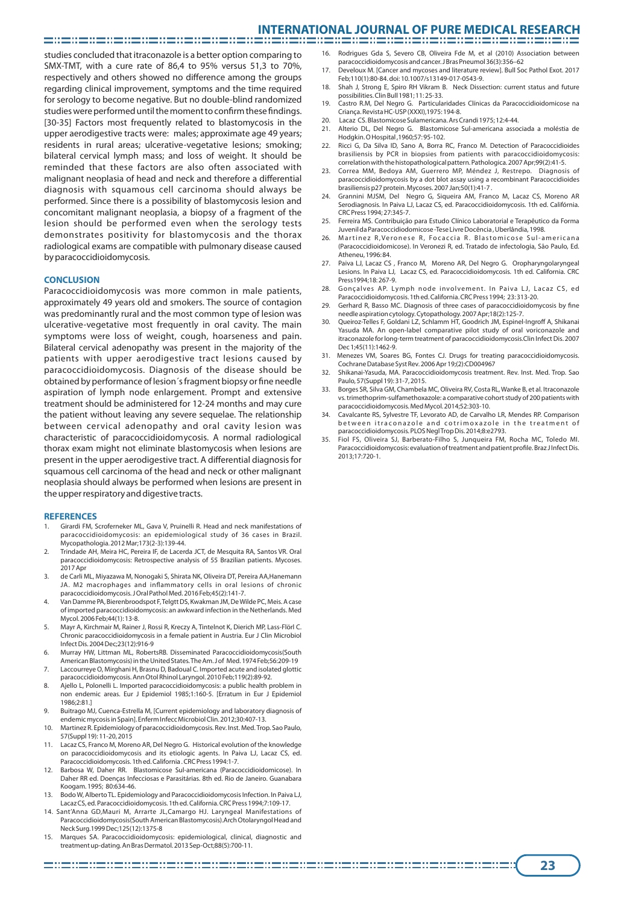studies concluded that itraconazole is a better option comparing to SMX-TMT, with a cure rate of 86,4 to 95% versus 51,3 to 70%, respectively and others showed no difference among the groups regarding clinical improvement, symptoms and the time required for serology to become negative. But no double-blind randomized studies were performed until the moment to confirm these findings.[30-35] Factors most frequently related to blastomycosis in the upper aerodigestive tracts were: males; approximate age 49 years; residents in rural areas; ulcerative-vegetative lesions; smoking; bilateral cervical lymph mass; and loss of weight. It should be reminded that these factors are also often associated with malignant neoplasia of head and neck and therefore a differential diagnosis with squamous cell carcinoma should always be performed. Since there is a possibility of blastomycosis lesion and concomitant malignant neoplasia, a biopsy of a fragment of the lesion should be performed even when the serology tests demonstrates positivity for blastomycosis and the thorax radiological exams are compatible with pulmonary disease caused by paracoccidioidomycosis.

## CONCLUSION

Paracoccidioidomycosis was more common in male patients, approximately 49 years old and smokers. The source of contagion was predominantly rural and the most common type of lesion was ulcerative-vegetative most frequently in oral cavity. The main symptoms were loss of weight, cough, hoarseness and pain. Bilateral cervical adenopathy was present in the majority of the patients with upper aerodigestive tract lesions caused by paracoccidioidomycosis. Diagnosis of the disease should be obtained by performance of lesion´s fragment biopsy or fine needle aspiration of lymph node enlargement. Prompt and extensive treatment should be administered for 12-24 months and may cure the patient without leaving any severe sequelae. The relationship between cervical adenopathy and oral cavity lesion was characteristic of paracoccidioidomycosis. A normal radiological thorax exam might not eliminate blastomycosis when lesions are present in the upper aerodigestive tract. A differential diagnosis for squamous cell carcinoma of the head and neck or other malignant neoplasia should always be performed when lesions are present in the upper respiratory and digestive tracts.

## REFERENCES

1. Girardi FM, Scroferneker ML, Gava V, Pruinelli R. Head and neck manifestations of paracoccidioidomycosis: an epidemiological study of 36 cases in Brazil. Mycopathologia. 2012 Mar;173(2-3):139-44.
2. Trindade AH, Meira HC, Pereira IF, de Lacerda JCT, de Mesquita RA, Santos VR. Oral paracoccidioidomycosis: Retrospective analysis of 55 Brazilian patients. Mycoses. 2017 Apr
3. de Carli ML, Miyazawa M, Nonogaki S, Shirata NK, Oliveira DT, Pereira AA,Hanemann JA. M2 macrophages and inflammatory cells in oral lesions of chronic paracoccidioidomycosis. J Oral Pathol Med. 2016 Feb;45(2):141-7.
4. Van Damme PA, Bierenbroodspot F, Telgtt DS, Kwakman JM, De Wilde PC, Meis. A case of imported paracoccidioidomycosis: an awkward infection in the Netherlands. Med Mycol. 2006 Feb;44(1): 13-8.
5. Mayr A, Kirchmair M, Rainer J, Rossi R, Kreczy A, Tintelnot K, Dierich MP, Lass-Flörl C. Chronic paracoccidioidomycosis in a female patient in Austria. Eur J Clin Microbiol Infect Dis. 2004 Dec;23(12):916-9
6. Murray HW, Littman ML, RobertsRB. Disseminated Paracoccidioidomycosis(South American Blastomycosis) in the United States. The Am. J of Med. 1974 Feb;56:209-19
7. Laccourreye O, Mirghani H, Brasnu D, Badoual C. Imported acute and isolated glottic paracoccidioidomycosis. Ann Otol Rhinol Laryngol. 2010 Feb;119(2):89-92.
8. Ajello L, Polonelli L. Imported paracoccidioidomycosis: a public health problem in non endemic areas. Eur J Epidemiol 1985;1:160-5. [Erratum in Eur J Epidemiol 1986;2:81.]
9. Buitrago MJ, Cuenca-Estrella M, [Current epidemiology and laboratory diagnosis of endemic mycosis in Spain]. Enferm Infecc Microbiol Clin. 2012;30:407-13.
10. Martinez R. Epidemiology of paracoccidioidomycosis. Rev. Inst. Med. Trop. Sao Paulo, 57(Suppl 19): 11-20, 2015
11. Lacaz CS, Franco M, Moreno AR, Del Negro G. Historical evolution of the knowledge on paracoccidioidomycosis and its etiologic agents. In Paiva LJ, Lacaz CS, ed. Paracoccidioidomycosis. 1th ed. California . CRC Press 1994:1-7.
12. Barbosa W, Daher RR. Blastomicose Sul-americana (Paracoccidioidomicose). In Daher RR ed. Doenças Infecciosas e Parasitárias. 8th ed. Rio de Janeiro. Guanabara Koogam. 1995; 80:634-46.
13. Bodo W, Alberto TL. Epidemiology and Paracoccidioidomycosis Infection. In Paiva LJ, Lacaz CS, ed. Paracoccidioidomycosis. 1th ed. California. CRC Press 1994;7:109-17.
14. Sant'Anna GD,Mauri M, Arrarte JL,Camargo HJ. Laryngeal Manifestations of Paracoccidioidomycosis(South American Blastomycosis).Arch Otolaryngol Head and Neck Surg.1999 Dec;125(12):1375-8
15. Marques SA. Paracoccidioidomycosis: epidemiological, clinical, diagnostic and treatment up-dating. An Bras Dermatol. 2013 Sep-Oct;88(5):700-11.
16. Rodrigues Gda S, Severo CB, Oliveira Fde M, et al (2010) Association between paracoccidioidomycosis and cancer. J Bras Pneumol 36(3):356–62
17. Develoux M. [Cancer and mycoses and literature review]. Bull Soc Pathol Exot. 2017 Feb;110(1):80-84. doi: 10.1007/s13149-017-0543-9.
18. Shah J, Strong E, Spiro RH Vikram B. Neck Dissection: current status and future possibilities. Clin Bull 1981; 11: 25-33.
19. Castro R.M, Del Negro G. Particularidades Clínicas da Paracoccidioidomicose na Criança. Revista HC-USP (XXXI),1975: 194-8.
20. Lacaz CS. Blastomicose Sulamericana. Ars Crandi 1975; 12:4-44.
21. Alterio DL, Del Negro G. Blastomicose Sul-americana associada a moléstia de Hodgkin. O Hospital ,1960;57: 95-102.
22. Ricci G, Da Silva ID, Sano A, Borra RC, Franco M. Detection of Paracoccidioides brasiliensis by PCR in biopsies from patients with paracoccidioidomycosis: correlation with the histopathological pattern. Pathologica. 2007 Apr;99(2):41-5.
23. Correa MM, Bedoya AM, Guerrero MP, Méndez J, Restrepo. Diagnosis of paracoccidioidomycosis by a dot blot assay using a recombinant Paracoccidioides brasiliensis p27 protein. Mycoses. 2007 Jan;50(1):41-7 .
24. Grannini MJSM, Del Negro G, Siqueira AM, Franco M, Lacaz CS, Moreno AR Serodiagnosis. In Paiva LJ, Lacaz CS, ed. Paracoccidioidomycosis. 1th ed. Califórnia. CRC Press 1994; 27:345-7.
25. Ferreira MS. Contribuição para Estudo Clínico Laboratorial e Terapêutico da Forma Juvenil da Paracoccidiodomicose -Tese Livre Docência , Uberlândia, 1998.
26. Martinez R,Veronese R, Focaccia R. Blastomicose Sul-americana (Paracoccidioidomicose). In Veronezi R, ed. Tratado de infectologia, São Paulo, Ed. Atheneu, 1996: 84.
27. Paiva LJ, Lacaz CS , Franco M, Moreno AR, Del Negro G. Oropharyngolaryngeal Lesions. In Paiva LJ, Lacaz CS, ed. Paracoccidioidomycosis. 1th ed. California. CRC Press1994;18: 267-9.
28. Gonçalves AP. Lymph node involvement. In Paiva LJ, Lacaz CS, ed Paracoccidioidomycosis. 1th ed. California. CRC Press 1994; 23:313-20.
29. Gerhard R, Basso MC. Diagnosis of three cases of paracoccidioidomycosis by fine needle aspiration cytology. Cytopathology. 2007 Apr;18(2):125-7.
30. Queiroz-Telles F, Goldani LZ, Schlamm HT, Goodrich JM, Espinel-Ingroff A, Shikanai Yasuda MA. An open-label comparative pilot study of oral voriconazole and itraconazole for long-term treatment of paracoccidioidomycosis.Clin Infect Dis. 2007 Dec 1;45(11):1462-9.
31. Menezes VM, Soares BG, Fontes CJ. Drugs for treating paracoccidioidomycosis. Cochrane Database Syst Rev. 2006 Apr 19;(2):CD004967
32. Shikanai-Yasuda, MA. Paracoccidioidomycosis treatment. Rev. Inst. Med. Trop. Sao Paulo, 57(Suppl 19): 31-7, 2015.
33. Borges SR, Silva GM, Chambela MC, Oliveira RV, Costa RL, Wanke B, et al. Itraconazole vs. trimethoprim-sulfamethoxazole: a comparative cohort study of 200 patients with paracoccidioidomycosis. Med Mycol. 2014;52:303-10.
34. Cavalcante RS, Sylvestre TF, Levorato AD, de Carvalho LR, Mendes RP. Comparison between itraconazole and cotrimoxazole in the treatment of paracoccidioidomycosis. PLOS Negl Trop Dis. 2014;8:e2793.
35. Fiol FS, Oliveira SJ, Barberato-Filho S, Junqueira FM, Rocha MC, Toledo MI. Paracoccidioidomycosis: evaluation of treatment and patient profile. Braz J Infect Dis. 2013;17:720-1.